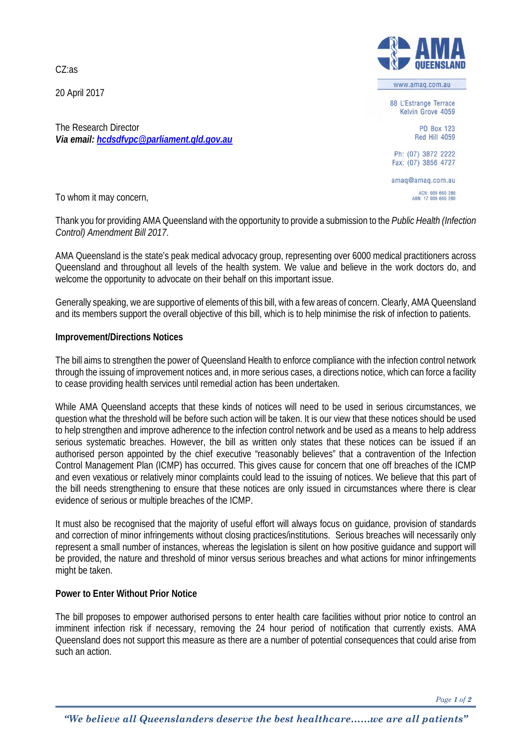CZ:as

20 April 2017

AMA QUEENSLAND

www.amaq.com.au

88 L'Estrange Terrace
Kelvin Grove 4059

PO Box 123
Red Hill 4059

Ph: (07) 3872 2222
Fax: (07) 3856 4727

amaq@amaq.com.au

ACN: 009 660 280
ABN: 17 009 660 280

The Research Director
***Via email: hcdsdfvpc@parliament.qld.gov.au***

To whom it may concern,

Thank you for providing AMA Queensland with the opportunity to provide a submission to the *Public Health (Infection Control) Amendment Bill 2017*.

AMA Queensland is the state's peak medical advocacy group, representing over 6000 medical practitioners across Queensland and throughout all levels of the health system. We value and believe in the work doctors do, and welcome the opportunity to advocate on their behalf on this important issue.

Generally speaking, we are supportive of elements of this bill, with a few areas of concern. Clearly, AMA Queensland and its members support the overall objective of this bill, which is to help minimise the risk of infection to patients.

**Improvement/Directions Notices**

The bill aims to strengthen the power of Queensland Health to enforce compliance with the infection control network through the issuing of improvement notices and, in more serious cases, a directions notice, which can force a facility to cease providing health services until remedial action has been undertaken.

While AMA Queensland accepts that these kinds of notices will need to be used in serious circumstances, we question what the threshold will be before such action will be taken. It is our view that these notices should be used to help strengthen and improve adherence to the infection control network and be used as a means to help address serious systematic breaches. However, the bill as written only states that these notices can be issued if an authorised person appointed by the chief executive "reasonably believes" that a contravention of the Infection Control Management Plan (ICMP) has occurred. This gives cause for concern that one off breaches of the ICMP and even vexatious or relatively minor complaints could lead to the issuing of notices. We believe that this part of the bill needs strengthening to ensure that these notices are only issued in circumstances where there is clear evidence of serious or multiple breaches of the ICMP.

It must also be recognised that the majority of useful effort will always focus on guidance, provision of standards and correction of minor infringements without closing practices/institutions. Serious breaches will necessarily only represent a small number of instances, whereas the legislation is silent on how positive guidance and support will be provided, the nature and threshold of minor versus serious breaches and what actions for minor infringements might be taken.

**Power to Enter Without Prior Notice**

The bill proposes to empower authorised persons to enter health care facilities without prior notice to control an imminent infection risk if necessary, removing the 24 hour period of notification that currently exists. AMA Queensland does not support this measure as there are a number of potential consequences that could arise from such action.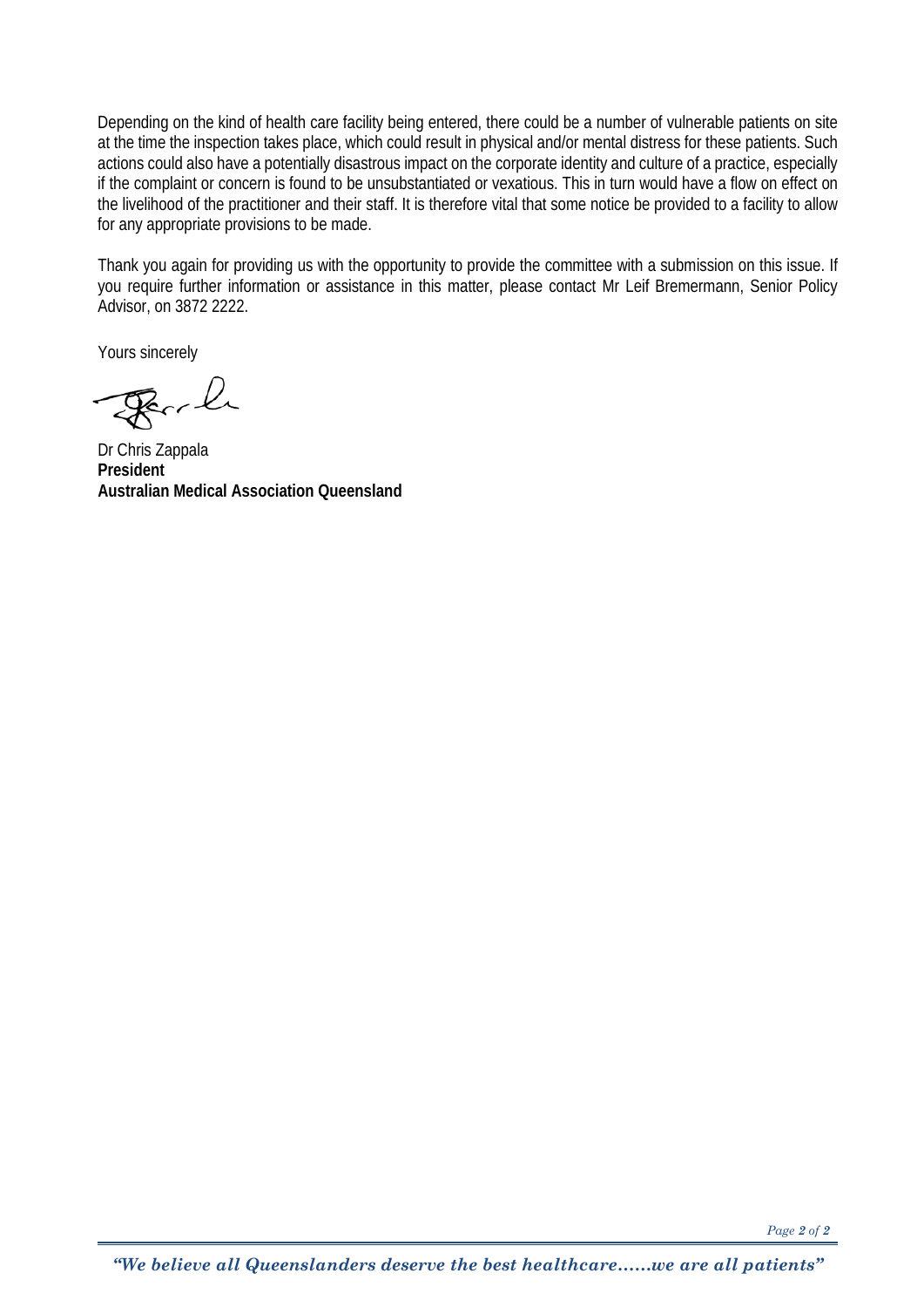Depending on the kind of health care facility being entered, there could be a number of vulnerable patients on site at the time the inspection takes place, which could result in physical and/or mental distress for these patients. Such actions could also have a potentially disastrous impact on the corporate identity and culture of a practice, especially if the complaint or concern is found to be unsubstantiated or vexatious. This in turn would have a flow on effect on the livelihood of the practitioner and their staff. It is therefore vital that some notice be provided to a facility to allow for any appropriate provisions to be made.

Thank you again for providing us with the opportunity to provide the committee with a submission on this issue. If you require further information or assistance in this matter, please contact Mr Leif Bremermann, Senior Policy Advisor, on 3872 2222.

Yours sincerely

Dr Chris Zappala
**President**
**Australian Medical Association Queensland**

*"We believe all Queenslanders deserve the best healthcare……we are all patients"*